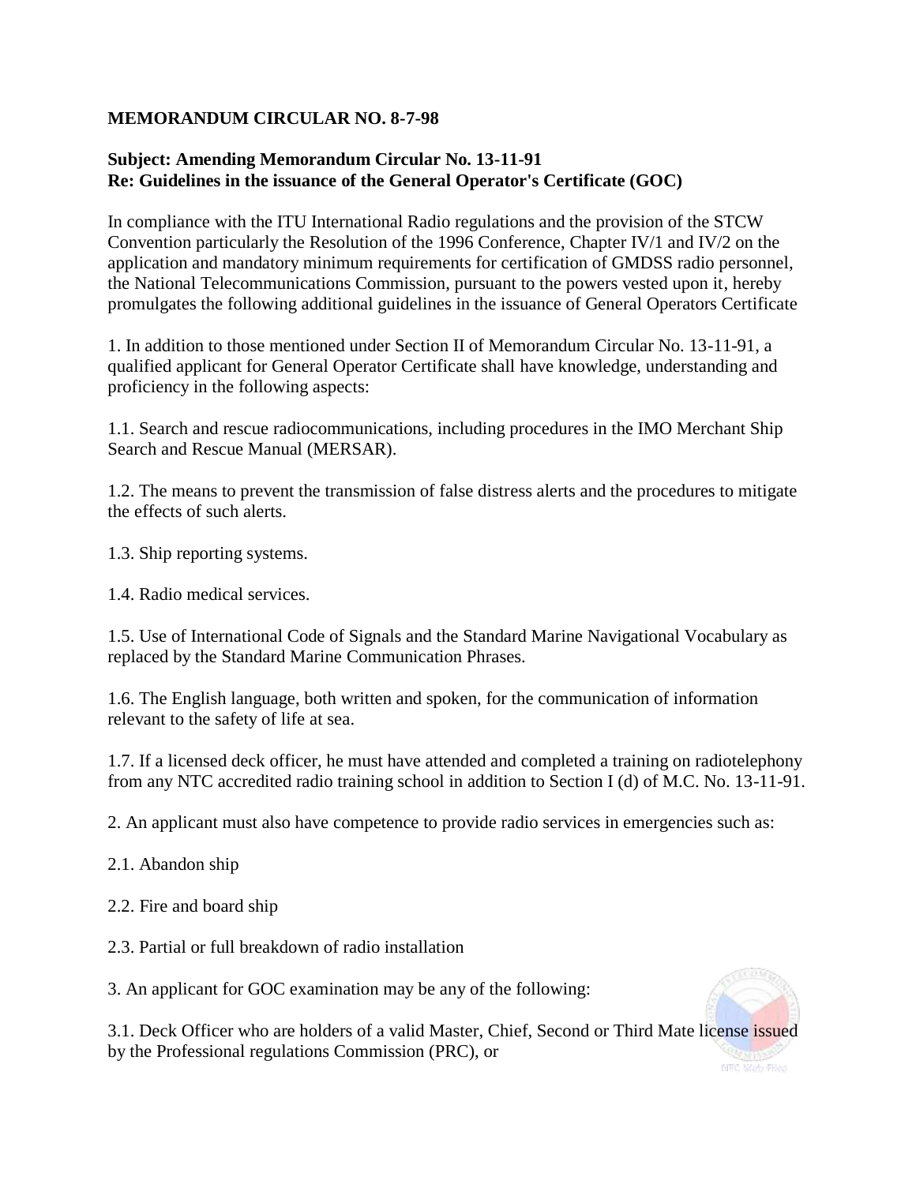**MEMORANDUM CIRCULAR NO. 8-7-98**

**Subject: Amending Memorandum Circular No. 13-11-91**
**Re: Guidelines in the issuance of the General Operator's Certificate (GOC)**

In compliance with the ITU International Radio regulations and the provision of the STCW Convention particularly the Resolution of the 1996 Conference, Chapter IV/1 and IV/2 on the application and mandatory minimum requirements for certification of GMDSS radio personnel, the National Telecommunications Commission, pursuant to the powers vested upon it, hereby promulgates the following additional guidelines in the issuance of General Operators Certificate

1. In addition to those mentioned under Section II of Memorandum Circular No. 13-11-91, a qualified applicant for General Operator Certificate shall have knowledge, understanding and proficiency in the following aspects:

1.1. Search and rescue radiocommunications, including procedures in the IMO Merchant Ship Search and Rescue Manual (MERSAR).

1.2. The means to prevent the transmission of false distress alerts and the procedures to mitigate the effects of such alerts.

1.3. Ship reporting systems.

1.4. Radio medical services.

1.5. Use of International Code of Signals and the Standard Marine Navigational Vocabulary as replaced by the Standard Marine Communication Phrases.

1.6. The English language, both written and spoken, for the communication of information relevant to the safety of life at sea.

1.7. If a licensed deck officer, he must have attended and completed a training on radiotelephony from any NTC accredited radio training school in addition to Section I (d) of M.C. No. 13-11-91.

2. An applicant must also have competence to provide radio services in emergencies such as:

2.1. Abandon ship

2.2. Fire and board ship

2.3. Partial or full breakdown of radio installation

3. An applicant for GOC examination may be any of the following:

3.1. Deck Officer who are holders of a valid Master, Chief, Second or Third Mate license issued by the Professional regulations Commission (PRC), or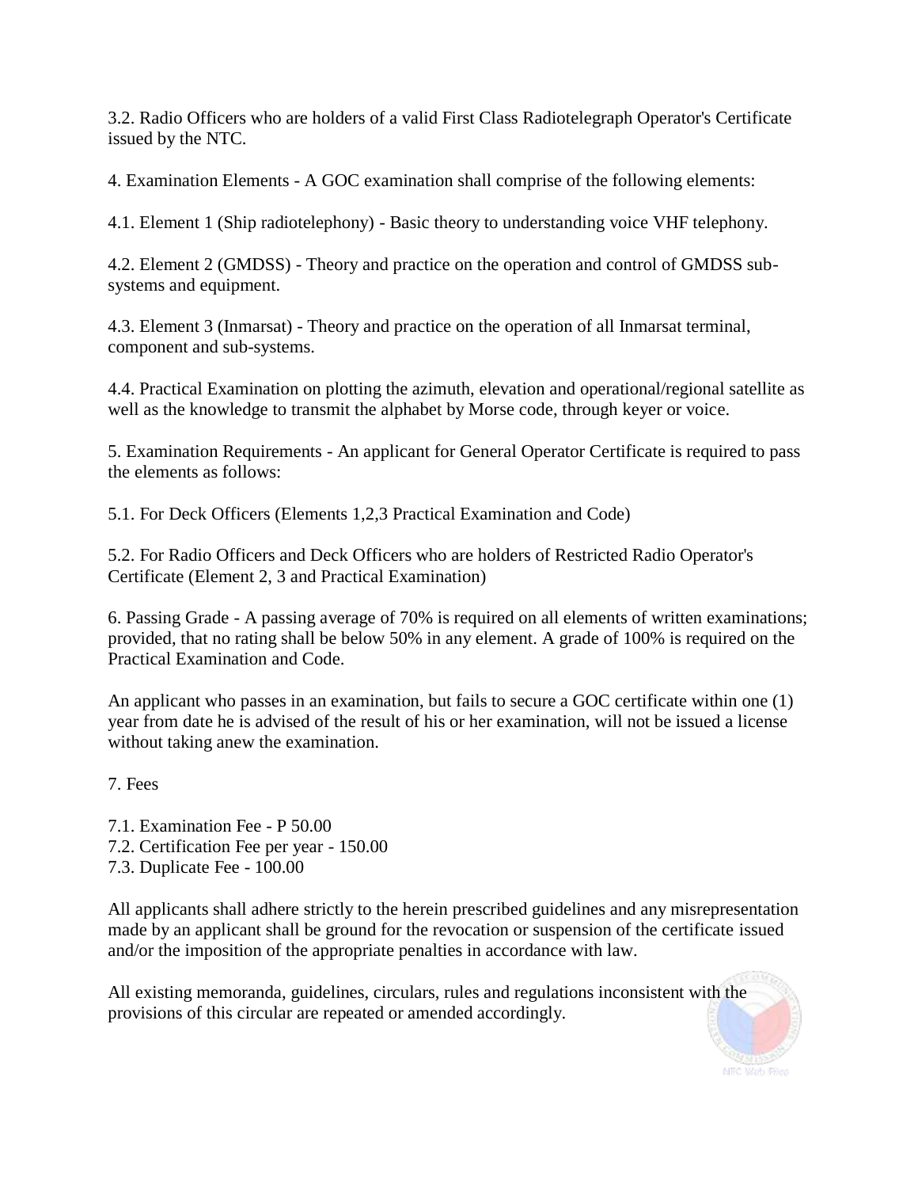3.2. Radio Officers who are holders of a valid First Class Radiotelegraph Operator's Certificate issued by the NTC.

4. Examination Elements - A GOC examination shall comprise of the following elements:

4.1. Element 1 (Ship radiotelephony) - Basic theory to understanding voice VHF telephony.

4.2. Element 2 (GMDSS) - Theory and practice on the operation and control of GMDSS sub-systems and equipment.

4.3. Element 3 (Inmarsat) - Theory and practice on the operation of all Inmarsat terminal, component and sub-systems.

4.4. Practical Examination on plotting the azimuth, elevation and operational/regional satellite as well as the knowledge to transmit the alphabet by Morse code, through keyer or voice.

5. Examination Requirements - An applicant for General Operator Certificate is required to pass the elements as follows:

5.1. For Deck Officers (Elements 1,2,3 Practical Examination and Code)

5.2. For Radio Officers and Deck Officers who are holders of Restricted Radio Operator's Certificate (Element 2, 3 and Practical Examination)

6. Passing Grade - A passing average of 70% is required on all elements of written examinations; provided, that no rating shall be below 50% in any element. A grade of 100% is required on the Practical Examination and Code.

An applicant who passes in an examination, but fails to secure a GOC certificate within one (1) year from date he is advised of the result of his or her examination, will not be issued a license without taking anew the examination.

7. Fees

7.1. Examination Fee - P 50.00
7.2. Certification Fee per year - 150.00
7.3. Duplicate Fee - 100.00

All applicants shall adhere strictly to the herein prescribed guidelines and any misrepresentation made by an applicant shall be ground for the revocation or suspension of the certificate issued and/or the imposition of the appropriate penalties in accordance with law.

All existing memoranda, guidelines, circulars, rules and regulations inconsistent with the provisions of this circular are repeated or amended accordingly.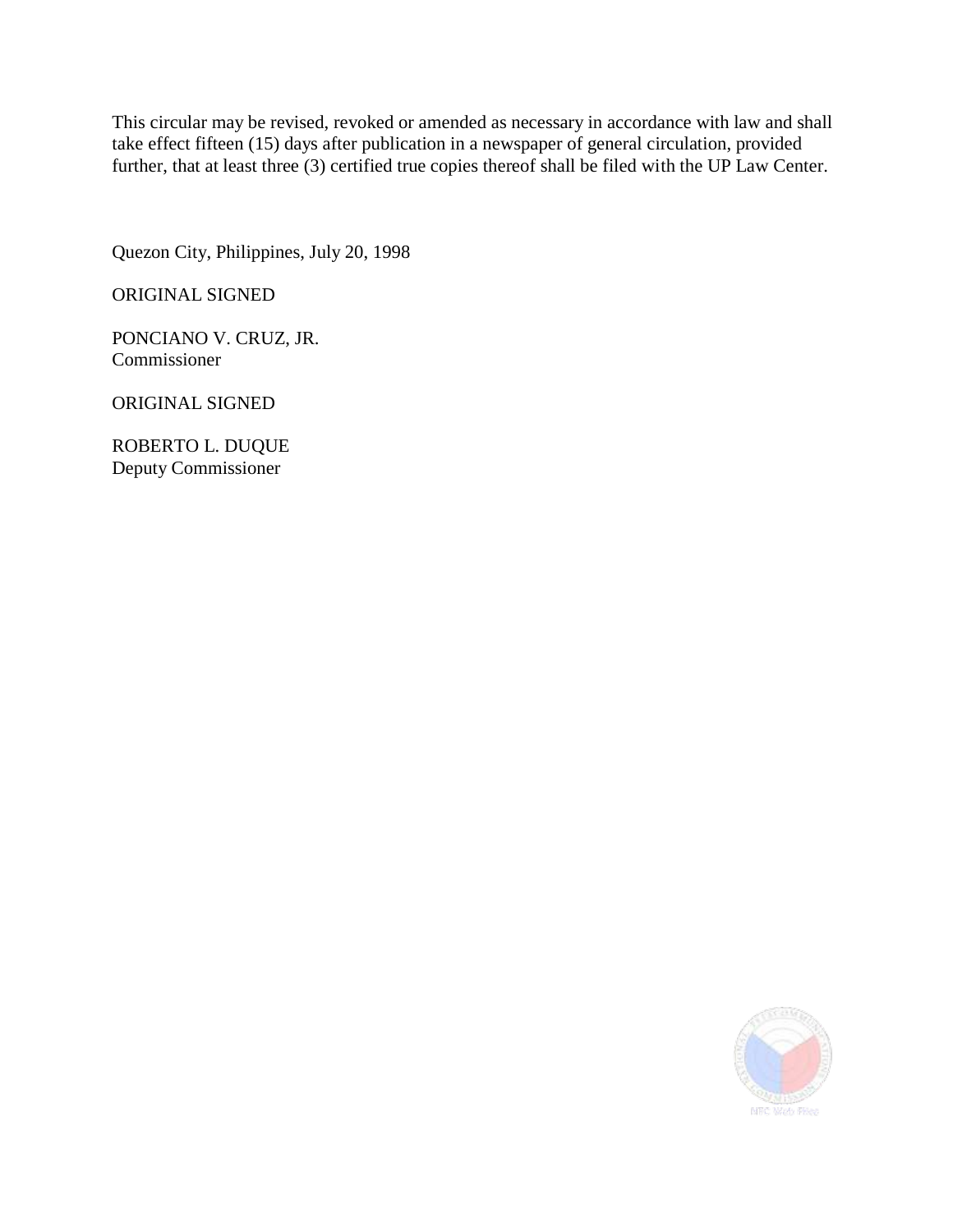This circular may be revised, revoked or amended as necessary in accordance with law and shall take effect fifteen (15) days after publication in a newspaper of general circulation, provided further, that at least three (3) certified true copies thereof shall be filed with the UP Law Center.

Quezon City, Philippines, July 20, 1998

ORIGINAL SIGNED

PONCIANO V. CRUZ, JR.
Commissioner

ORIGINAL SIGNED

ROBERTO L. DUQUE
Deputy Commissioner